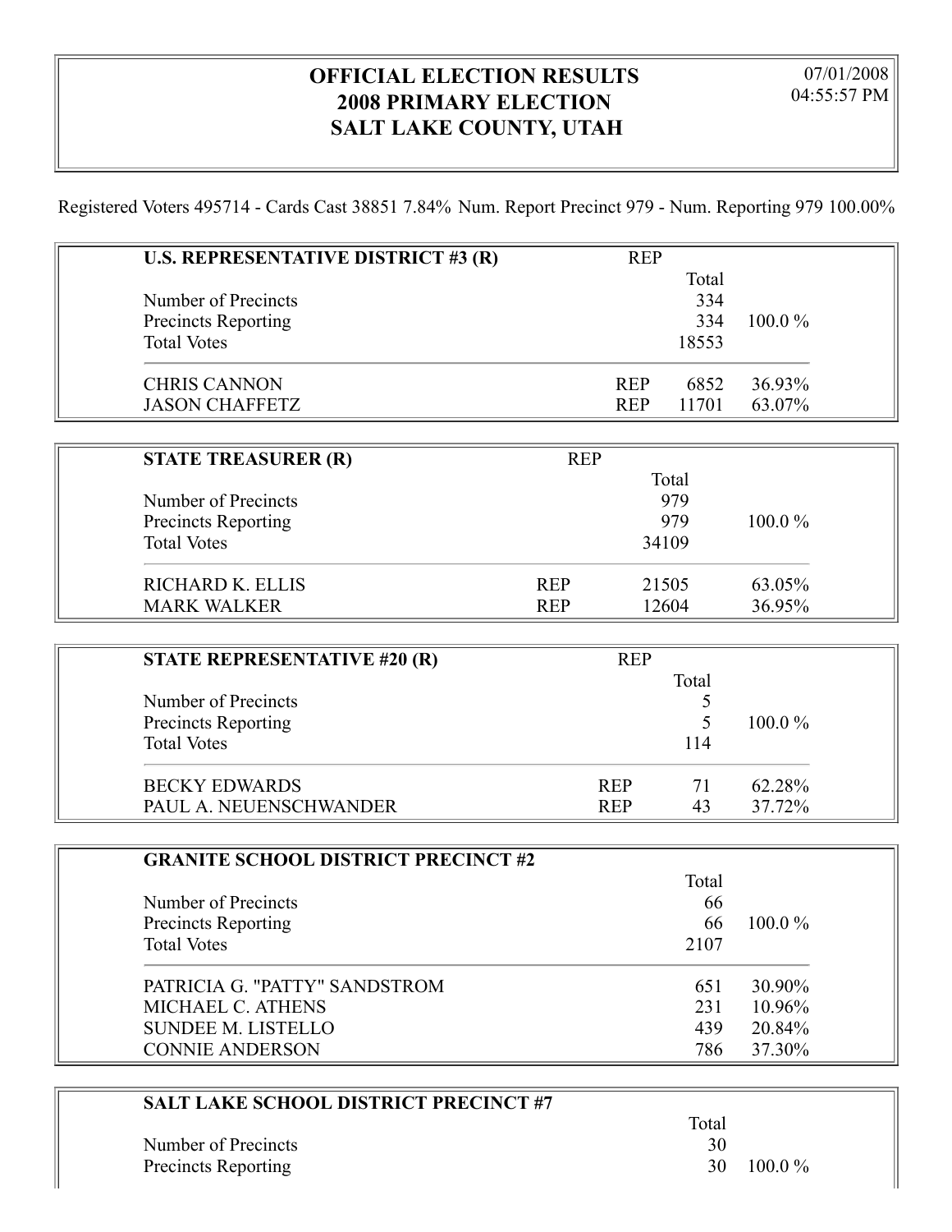# OFFICIAL ELECTION RESULTS
# 2008 PRIMARY ELECTION
# SALT LAKE COUNTY, UTAH

07/01/2008
04:55:57 PM

Registered Voters 495714 - Cards Cast 38851 7.84% Num. Report Precinct 979 - Num. Reporting 979 100.00%

## U.S. REPRESENTATIVE DISTRICT #3 (R)

| | REP | Total | |
|---|---|---|---|
| Number of Precincts | | 334 | |
| Precincts Reporting | | 334 | 100.0 % |
| Total Votes | | 18553 | |
| CHRIS CANNON | REP | 6852 | 36.93% |
| JASON CHAFFETZ | REP | 11701 | 63.07% |

## STATE TREASURER (R)

| | REP | Total | |
|---|---|---|---|
| Number of Precincts | | 979 | |
| Precincts Reporting | | 979 | 100.0 % |
| Total Votes | | 34109 | |
| RICHARD K. ELLIS | REP | 21505 | 63.05% |
| MARK WALKER | REP | 12604 | 36.95% |

## STATE REPRESENTATIVE #20 (R)

| | REP | Total | |
|---|---|---|---|
| Number of Precincts | | 5 | |
| Precincts Reporting | | 5 | 100.0 % |
| Total Votes | | 114 | |
| BECKY EDWARDS | REP | 71 | 62.28% |
| PAUL A. NEUENSCHWANDER | REP | 43 | 37.72% |

## GRANITE SCHOOL DISTRICT PRECINCT #2

| | Total | |
|---|---|---|
| Number of Precincts | 66 | |
| Precincts Reporting | 66 | 100.0 % |
| Total Votes | 2107 | |
| PATRICIA G. "PATTY" SANDSTROM | 651 | 30.90% |
| MICHAEL C. ATHENS | 231 | 10.96% |
| SUNDEE M. LISTELLO | 439 | 20.84% |
| CONNIE ANDERSON | 786 | 37.30% |

## SALT LAKE SCHOOL DISTRICT PRECINCT #7

| | Total | |
|---|---|---|
| Number of Precincts | 30 | |
| Precincts Reporting | 30 | 100.0 % |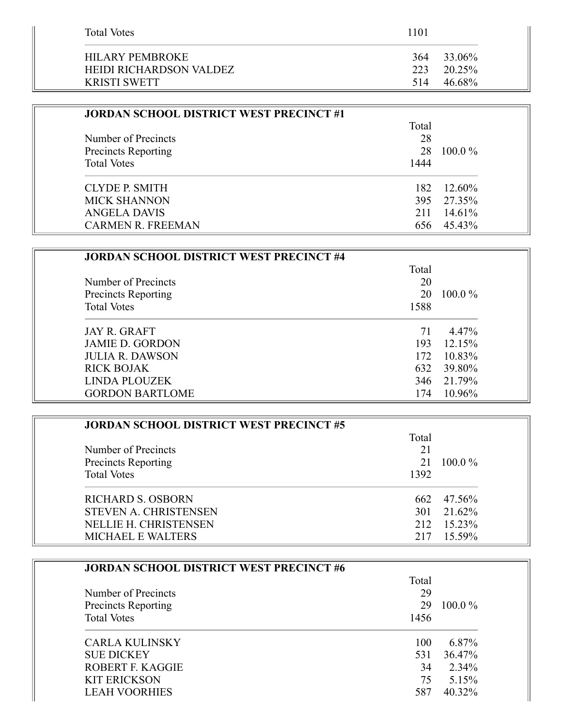| | Total | |
|---|---|---|
| Total Votes | 1101 | |
| HILARY PEMBROKE | 364 | 33.06% |
| HEIDI RICHARDSON VALDEZ | 223 | 20.25% |
| KRISTI SWETT | 514 | 46.68% |

**JORDAN SCHOOL DISTRICT WEST PRECINCT #1**

| | Total | |
|---|---|---|
| Number of Precincts | 28 | |
| Precincts Reporting | 28 | 100.0 % |
| Total Votes | 1444 | |
| CLYDE P. SMITH | 182 | 12.60% |
| MICK SHANNON | 395 | 27.35% |
| ANGELA DAVIS | 211 | 14.61% |
| CARMEN R. FREEMAN | 656 | 45.43% |

**JORDAN SCHOOL DISTRICT WEST PRECINCT #4**

| | Total | |
|---|---|---|
| Number of Precincts | 20 | |
| Precincts Reporting | 20 | 100.0 % |
| Total Votes | 1588 | |
| JAY R. GRAFT | 71 | 4.47% |
| JAMIE D. GORDON | 193 | 12.15% |
| JULIA R. DAWSON | 172 | 10.83% |
| RICK BOJAK | 632 | 39.80% |
| LINDA PLOUZEK | 346 | 21.79% |
| GORDON BARTLOME | 174 | 10.96% |

**JORDAN SCHOOL DISTRICT WEST PRECINCT #5**

| | Total | |
|---|---|---|
| Number of Precincts | 21 | |
| Precincts Reporting | 21 | 100.0 % |
| Total Votes | 1392 | |
| RICHARD S. OSBORN | 662 | 47.56% |
| STEVEN A. CHRISTENSEN | 301 | 21.62% |
| NELLIE H. CHRISTENSEN | 212 | 15.23% |
| MICHAEL E WALTERS | 217 | 15.59% |

**JORDAN SCHOOL DISTRICT WEST PRECINCT #6**

| | Total | |
|---|---|---|
| Number of Precincts | 29 | |
| Precincts Reporting | 29 | 100.0 % |
| Total Votes | 1456 | |
| CARLA KULINSKY | 100 | 6.87% |
| SUE DICKEY | 531 | 36.47% |
| ROBERT F. KAGGIE | 34 | 2.34% |
| KIT ERICKSON | 75 | 5.15% |
| LEAH VOORHIES | 587 | 40.32% |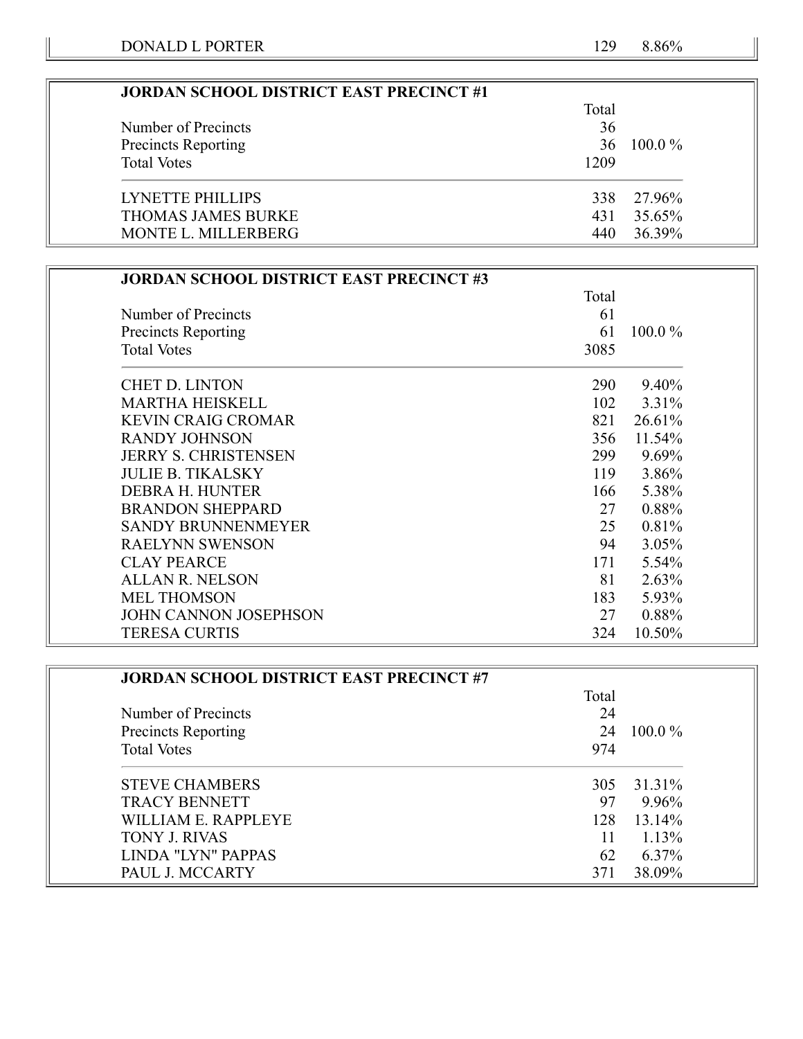| | | |
|---|---|---|
| DONALD L PORTER | 129 | 8.86% |

**JORDAN SCHOOL DISTRICT EAST PRECINCT #1**

| | Total | |
|---|---|---|
| Number of Precincts | 36 | |
| Precincts Reporting | 36 | 100.0 % |
| Total Votes | 1209 | |
| LYNETTE PHILLIPS | 338 | 27.96% |
| THOMAS JAMES BURKE | 431 | 35.65% |
| MONTE L. MILLERBERG | 440 | 36.39% |

**JORDAN SCHOOL DISTRICT EAST PRECINCT #3**

| | Total | |
|---|---|---|
| Number of Precincts | 61 | |
| Precincts Reporting | 61 | 100.0 % |
| Total Votes | 3085 | |
| CHET D. LINTON | 290 | 9.40% |
| MARTHA HEISKELL | 102 | 3.31% |
| KEVIN CRAIG CROMAR | 821 | 26.61% |
| RANDY JOHNSON | 356 | 11.54% |
| JERRY S. CHRISTENSEN | 299 | 9.69% |
| JULIE B. TIKALSKY | 119 | 3.86% |
| DEBRA H. HUNTER | 166 | 5.38% |
| BRANDON SHEPPARD | 27 | 0.88% |
| SANDY BRUNNENMEYER | 25 | 0.81% |
| RAELYNN SWENSON | 94 | 3.05% |
| CLAY PEARCE | 171 | 5.54% |
| ALLAN R. NELSON | 81 | 2.63% |
| MEL THOMSON | 183 | 5.93% |
| JOHN CANNON JOSEPHSON | 27 | 0.88% |
| TERESA CURTIS | 324 | 10.50% |

**JORDAN SCHOOL DISTRICT EAST PRECINCT #7**

| | Total | |
|---|---|---|
| Number of Precincts | 24 | |
| Precincts Reporting | 24 | 100.0 % |
| Total Votes | 974 | |
| STEVE CHAMBERS | 305 | 31.31% |
| TRACY BENNETT | 97 | 9.96% |
| WILLIAM E. RAPPLEYE | 128 | 13.14% |
| TONY J. RIVAS | 11 | 1.13% |
| LINDA "LYN" PAPPAS | 62 | 6.37% |
| PAUL J. MCCARTY | 371 | 38.09% |